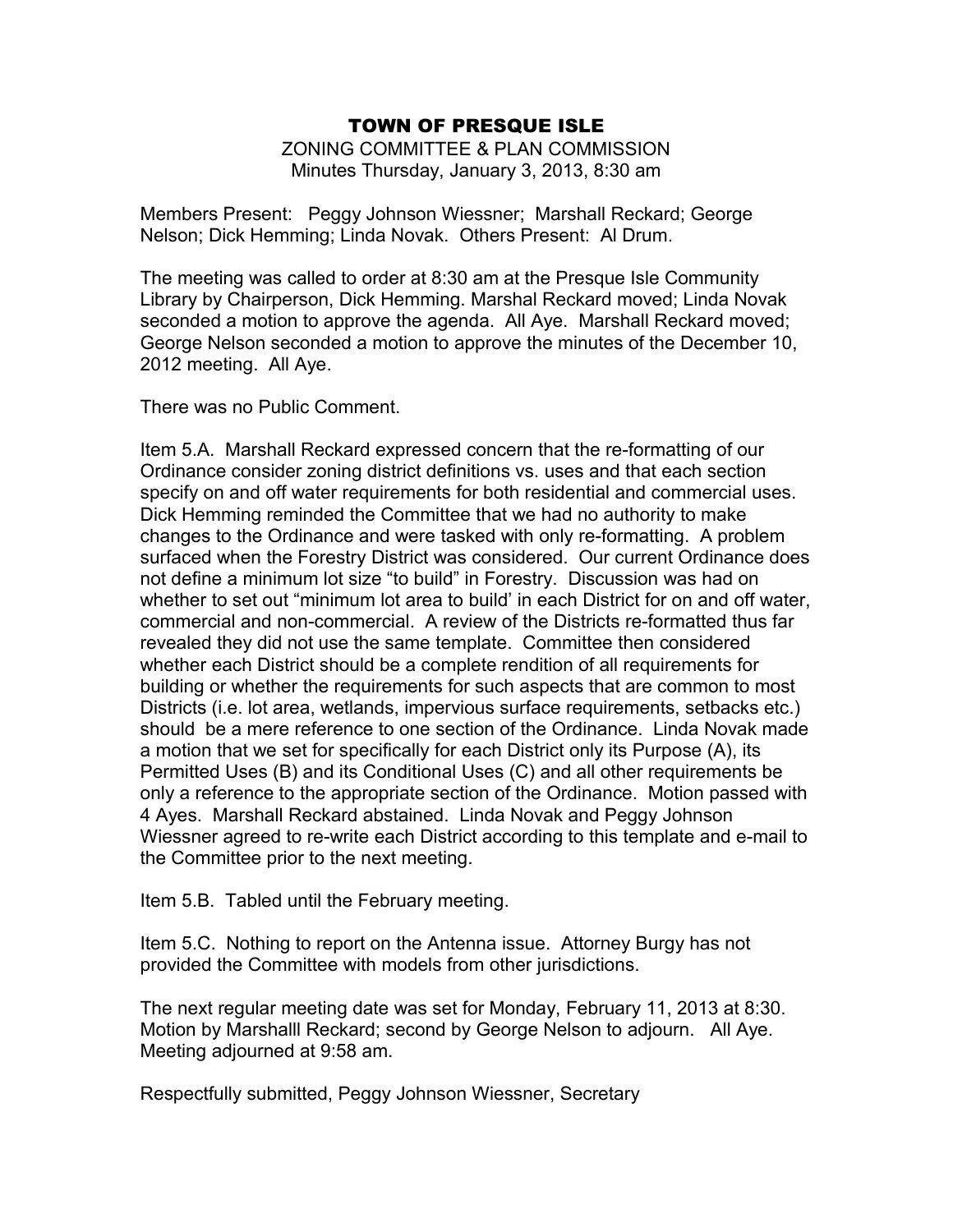# TOWN OF PRESQUE ISLE

ZONING COMMITTEE & PLAN COMMISSION
Minutes Thursday, January 3, 2013, 8:30 am

Members Present: Peggy Johnson Wiessner; Marshall Reckard; George Nelson; Dick Hemming; Linda Novak. Others Present: Al Drum.

The meeting was called to order at 8:30 am at the Presque Isle Community Library by Chairperson, Dick Hemming. Marshal Reckard moved; Linda Novak seconded a motion to approve the agenda. All Aye. Marshall Reckard moved; George Nelson seconded a motion to approve the minutes of the December 10, 2012 meeting. All Aye.

There was no Public Comment.

Item 5.A. Marshall Reckard expressed concern that the re-formatting of our Ordinance consider zoning district definitions vs. uses and that each section specify on and off water requirements for both residential and commercial uses. Dick Hemming reminded the Committee that we had no authority to make changes to the Ordinance and were tasked with only re-formatting. A problem surfaced when the Forestry District was considered. Our current Ordinance does not define a minimum lot size "to build" in Forestry. Discussion was had on whether to set out "minimum lot area to build' in each District for on and off water, commercial and non-commercial. A review of the Districts re-formatted thus far revealed they did not use the same template. Committee then considered whether each District should be a complete rendition of all requirements for building or whether the requirements for such aspects that are common to most Districts (i.e. lot area, wetlands, impervious surface requirements, setbacks etc.) should be a mere reference to one section of the Ordinance. Linda Novak made a motion that we set for specifically for each District only its Purpose (A), its Permitted Uses (B) and its Conditional Uses (C) and all other requirements be only a reference to the appropriate section of the Ordinance. Motion passed with 4 Ayes. Marshall Reckard abstained. Linda Novak and Peggy Johnson Wiessner agreed to re-write each District according to this template and e-mail to the Committee prior to the next meeting.

Item 5.B. Tabled until the February meeting.

Item 5.C. Nothing to report on the Antenna issue. Attorney Burgy has not provided the Committee with models from other jurisdictions.

The next regular meeting date was set for Monday, February 11, 2013 at 8:30. Motion by Marshalll Reckard; second by George Nelson to adjourn. All Aye. Meeting adjourned at 9:58 am.

Respectfully submitted, Peggy Johnson Wiessner, Secretary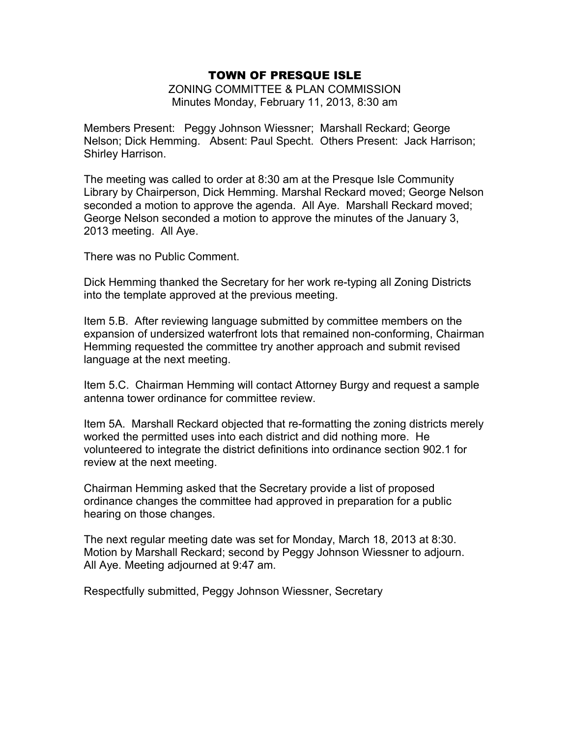# TOWN OF PRESQUE ISLE

ZONING COMMITTEE & PLAN COMMISSION
Minutes Monday, February 11, 2013, 8:30 am

Members Present: Peggy Johnson Wiessner; Marshall Reckard; George Nelson; Dick Hemming. Absent: Paul Specht. Others Present: Jack Harrison; Shirley Harrison.

The meeting was called to order at 8:30 am at the Presque Isle Community Library by Chairperson, Dick Hemming. Marshal Reckard moved; George Nelson seconded a motion to approve the agenda. All Aye. Marshall Reckard moved; George Nelson seconded a motion to approve the minutes of the January 3, 2013 meeting. All Aye.

There was no Public Comment.

Dick Hemming thanked the Secretary for her work re-typing all Zoning Districts into the template approved at the previous meeting.

Item 5.B. After reviewing language submitted by committee members on the expansion of undersized waterfront lots that remained non-conforming, Chairman Hemming requested the committee try another approach and submit revised language at the next meeting.

Item 5.C. Chairman Hemming will contact Attorney Burgy and request a sample antenna tower ordinance for committee review.

Item 5A. Marshall Reckard objected that re-formatting the zoning districts merely worked the permitted uses into each district and did nothing more. He volunteered to integrate the district definitions into ordinance section 902.1 for review at the next meeting.

Chairman Hemming asked that the Secretary provide a list of proposed ordinance changes the committee had approved in preparation for a public hearing on those changes.

The next regular meeting date was set for Monday, March 18, 2013 at 8:30. Motion by Marshall Reckard; second by Peggy Johnson Wiessner to adjourn. All Aye. Meeting adjourned at 9:47 am.

Respectfully submitted, Peggy Johnson Wiessner, Secretary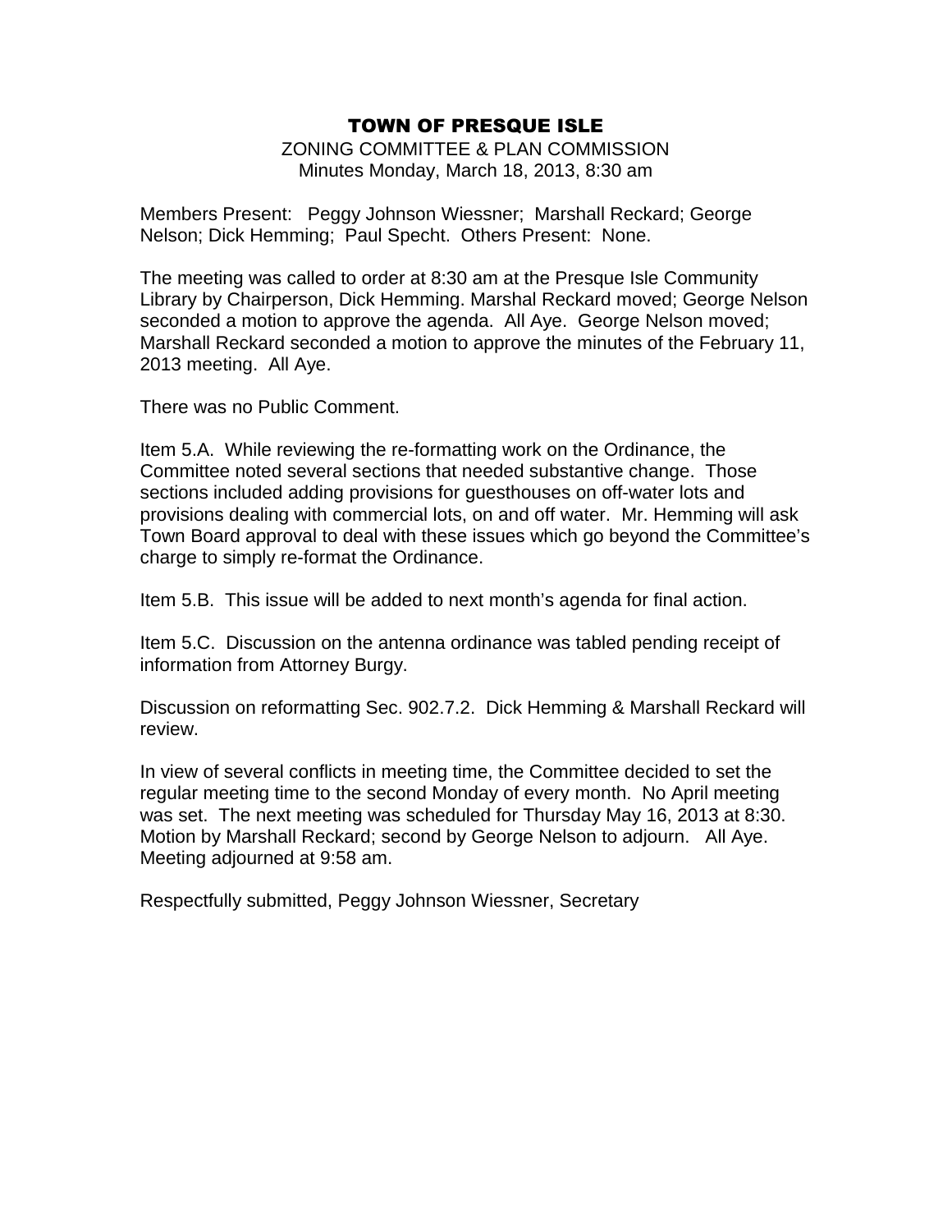# TOWN OF PRESQUE ISLE

ZONING COMMITTEE & PLAN COMMISSION
Minutes Monday, March 18, 2013, 8:30 am

Members Present: Peggy Johnson Wiessner; Marshall Reckard; George Nelson; Dick Hemming; Paul Specht. Others Present: None.

The meeting was called to order at 8:30 am at the Presque Isle Community Library by Chairperson, Dick Hemming. Marshal Reckard moved; George Nelson seconded a motion to approve the agenda. All Aye. George Nelson moved; Marshall Reckard seconded a motion to approve the minutes of the February 11, 2013 meeting. All Aye.

There was no Public Comment.

Item 5.A. While reviewing the re-formatting work on the Ordinance, the Committee noted several sections that needed substantive change. Those sections included adding provisions for guesthouses on off-water lots and provisions dealing with commercial lots, on and off water. Mr. Hemming will ask Town Board approval to deal with these issues which go beyond the Committee's charge to simply re-format the Ordinance.

Item 5.B. This issue will be added to next month's agenda for final action.

Item 5.C. Discussion on the antenna ordinance was tabled pending receipt of information from Attorney Burgy.

Discussion on reformatting Sec. 902.7.2. Dick Hemming & Marshall Reckard will review.

In view of several conflicts in meeting time, the Committee decided to set the regular meeting time to the second Monday of every month. No April meeting was set. The next meeting was scheduled for Thursday May 16, 2013 at 8:30. Motion by Marshall Reckard; second by George Nelson to adjourn. All Aye. Meeting adjourned at 9:58 am.

Respectfully submitted, Peggy Johnson Wiessner, Secretary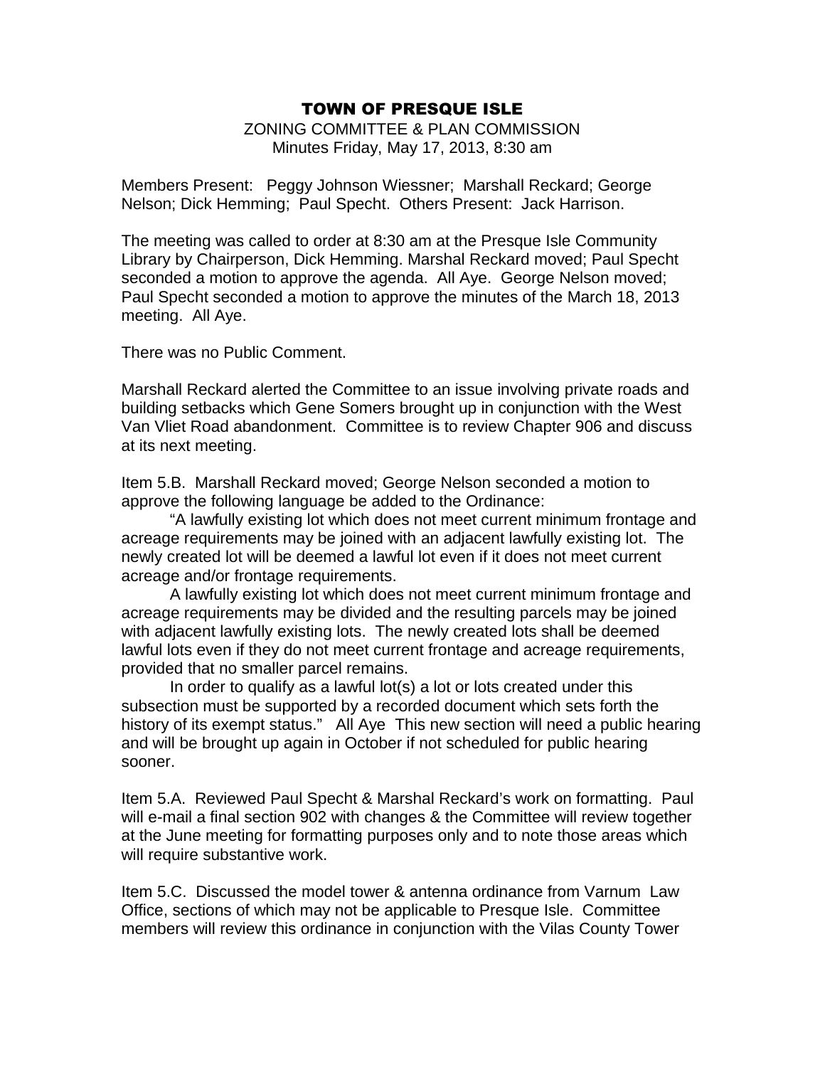# TOWN OF PRESQUE ISLE

ZONING COMMITTEE & PLAN COMMISSION
Minutes Friday, May 17, 2013, 8:30 am

Members Present: Peggy Johnson Wiessner; Marshall Reckard; George Nelson; Dick Hemming; Paul Specht. Others Present: Jack Harrison.

The meeting was called to order at 8:30 am at the Presque Isle Community Library by Chairperson, Dick Hemming. Marshal Reckard moved; Paul Specht seconded a motion to approve the agenda. All Aye. George Nelson moved; Paul Specht seconded a motion to approve the minutes of the March 18, 2013 meeting. All Aye.

There was no Public Comment.

Marshall Reckard alerted the Committee to an issue involving private roads and building setbacks which Gene Somers brought up in conjunction with the West Van Vliet Road abandonment. Committee is to review Chapter 906 and discuss at its next meeting.

Item 5.B. Marshall Reckard moved; George Nelson seconded a motion to approve the following language be added to the Ordinance:

"A lawfully existing lot which does not meet current minimum frontage and acreage requirements may be joined with an adjacent lawfully existing lot. The newly created lot will be deemed a lawful lot even if it does not meet current acreage and/or frontage requirements.

A lawfully existing lot which does not meet current minimum frontage and acreage requirements may be divided and the resulting parcels may be joined with adjacent lawfully existing lots. The newly created lots shall be deemed lawful lots even if they do not meet current frontage and acreage requirements, provided that no smaller parcel remains.

In order to qualify as a lawful lot(s) a lot or lots created under this subsection must be supported by a recorded document which sets forth the history of its exempt status." All Aye This new section will need a public hearing and will be brought up again in October if not scheduled for public hearing sooner.

Item 5.A. Reviewed Paul Specht & Marshal Reckard's work on formatting. Paul will e-mail a final section 902 with changes & the Committee will review together at the June meeting for formatting purposes only and to note those areas which will require substantive work.

Item 5.C. Discussed the model tower & antenna ordinance from Varnum Law Office, sections of which may not be applicable to Presque Isle. Committee members will review this ordinance in conjunction with the Vilas County Tower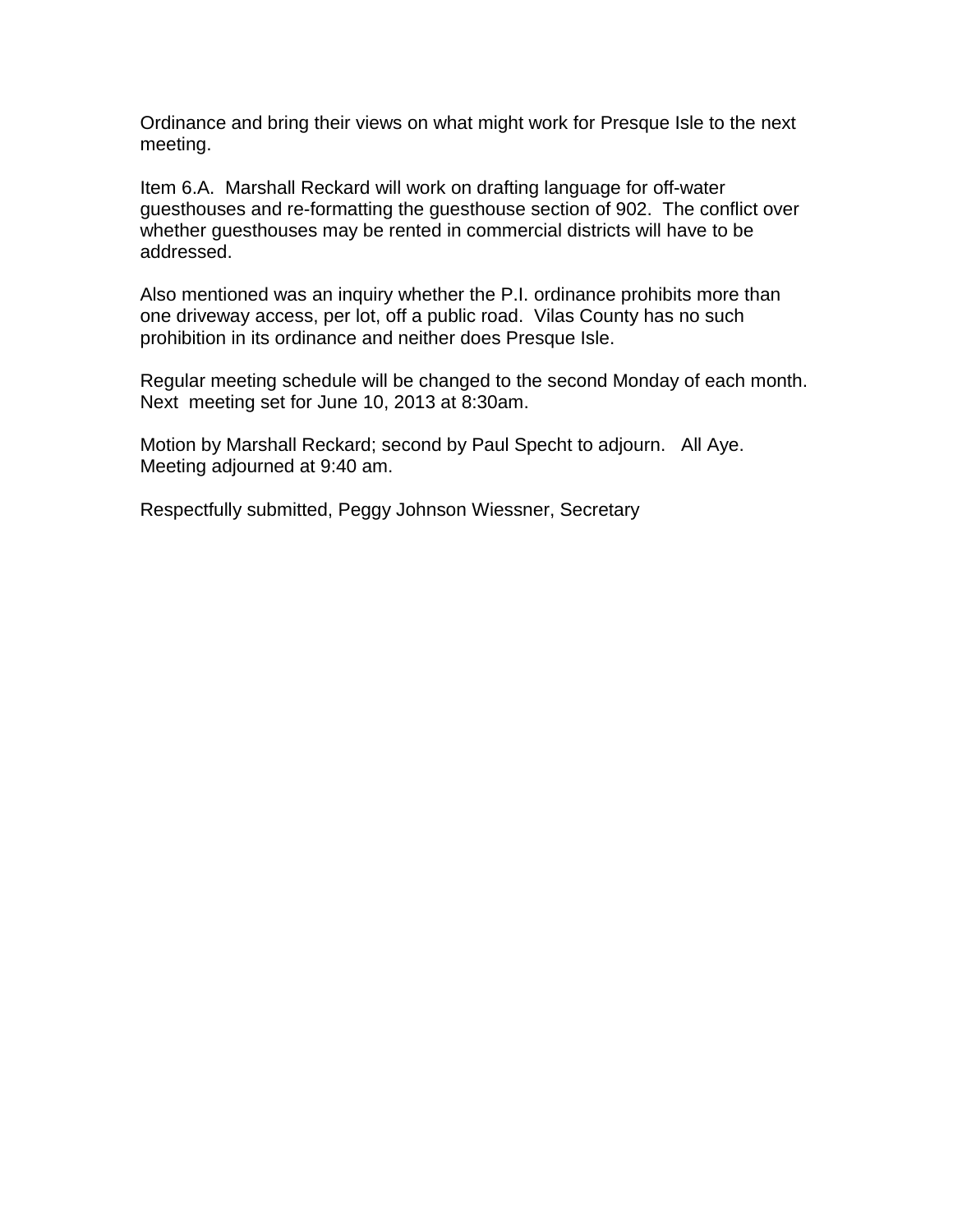Ordinance and bring their views on what might work for Presque Isle to the next meeting.

Item 6.A. Marshall Reckard will work on drafting language for off-water guesthouses and re-formatting the guesthouse section of 902. The conflict over whether guesthouses may be rented in commercial districts will have to be addressed.

Also mentioned was an inquiry whether the P.I. ordinance prohibits more than one driveway access, per lot, off a public road. Vilas County has no such prohibition in its ordinance and neither does Presque Isle.

Regular meeting schedule will be changed to the second Monday of each month. Next meeting set for June 10, 2013 at 8:30am.

Motion by Marshall Reckard; second by Paul Specht to adjourn. All Aye. Meeting adjourned at 9:40 am.

Respectfully submitted, Peggy Johnson Wiessner, Secretary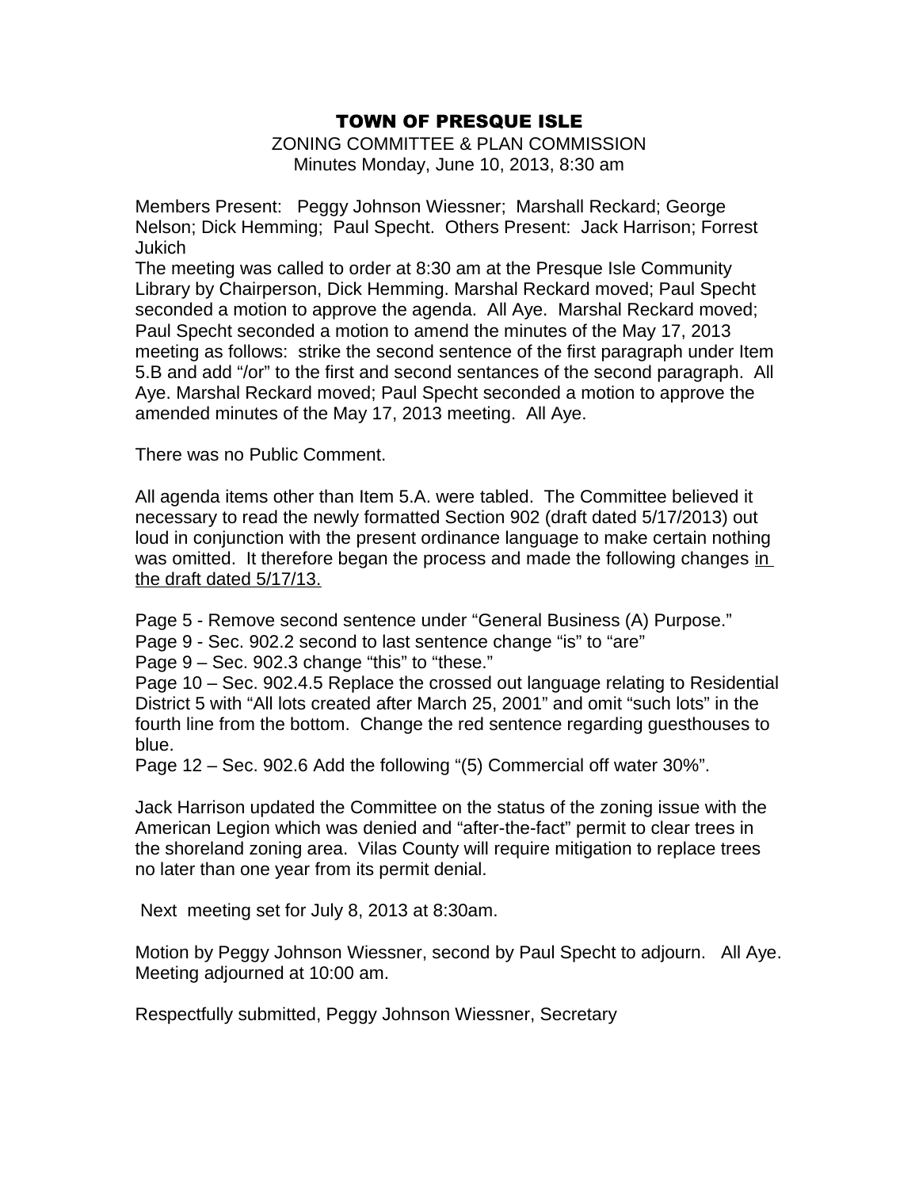# TOWN OF PRESQUE ISLE

ZONING COMMITTEE & PLAN COMMISSION
Minutes Monday, June 10, 2013, 8:30 am

Members Present: Peggy Johnson Wiessner; Marshall Reckard; George Nelson; Dick Hemming; Paul Specht. Others Present: Jack Harrison; Forrest Jukich

The meeting was called to order at 8:30 am at the Presque Isle Community Library by Chairperson, Dick Hemming. Marshal Reckard moved; Paul Specht seconded a motion to approve the agenda. All Aye. Marshal Reckard moved; Paul Specht seconded a motion to amend the minutes of the May 17, 2013 meeting as follows: strike the second sentence of the first paragraph under Item 5.B and add "/or" to the first and second sentances of the second paragraph. All Aye. Marshal Reckard moved; Paul Specht seconded a motion to approve the amended minutes of the May 17, 2013 meeting. All Aye.

There was no Public Comment.

All agenda items other than Item 5.A. were tabled. The Committee believed it necessary to read the newly formatted Section 902 (draft dated 5/17/2013) out loud in conjunction with the present ordinance language to make certain nothing was omitted. It therefore began the process and made the following changes <u>in the draft dated 5/17/13.</u>

Page 5 - Remove second sentence under "General Business (A) Purpose."
Page 9 - Sec. 902.2 second to last sentence change "is" to "are"
Page 9 – Sec. 902.3 change "this" to "these."
Page 10 – Sec. 902.4.5 Replace the crossed out language relating to Residential District 5 with "All lots created after March 25, 2001" and omit "such lots" in the fourth line from the bottom. Change the red sentence regarding guesthouses to blue.
Page 12 – Sec. 902.6 Add the following "(5) Commercial off water 30%".

Jack Harrison updated the Committee on the status of the zoning issue with the American Legion which was denied and "after-the-fact" permit to clear trees in the shoreland zoning area. Vilas County will require mitigation to replace trees no later than one year from its permit denial.

Next meeting set for July 8, 2013 at 8:30am.

Motion by Peggy Johnson Wiessner, second by Paul Specht to adjourn. All Aye. Meeting adjourned at 10:00 am.

Respectfully submitted, Peggy Johnson Wiessner, Secretary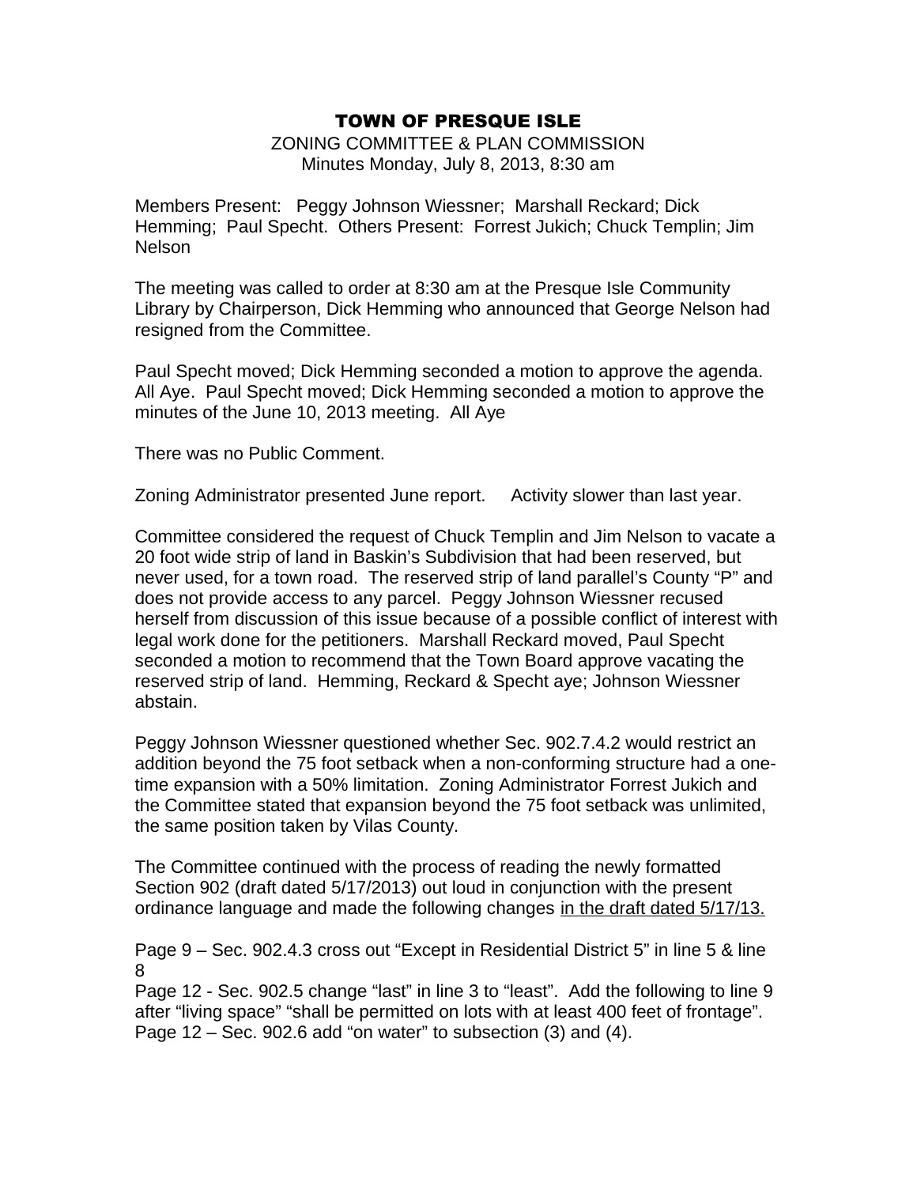# TOWN OF PRESQUE ISLE

ZONING COMMITTEE & PLAN COMMISSION
Minutes Monday, July 8, 2013, 8:30 am

Members Present: Peggy Johnson Wiessner; Marshall Reckard; Dick Hemming; Paul Specht. Others Present: Forrest Jukich; Chuck Templin; Jim Nelson

The meeting was called to order at 8:30 am at the Presque Isle Community Library by Chairperson, Dick Hemming who announced that George Nelson had resigned from the Committee.

Paul Specht moved; Dick Hemming seconded a motion to approve the agenda. All Aye. Paul Specht moved; Dick Hemming seconded a motion to approve the minutes of the June 10, 2013 meeting. All Aye

There was no Public Comment.

Zoning Administrator presented June report. Activity slower than last year.

Committee considered the request of Chuck Templin and Jim Nelson to vacate a 20 foot wide strip of land in Baskin's Subdivision that had been reserved, but never used, for a town road. The reserved strip of land parallel's County "P" and does not provide access to any parcel. Peggy Johnson Wiessner recused herself from discussion of this issue because of a possible conflict of interest with legal work done for the petitioners. Marshall Reckard moved, Paul Specht seconded a motion to recommend that the Town Board approve vacating the reserved strip of land. Hemming, Reckard & Specht aye; Johnson Wiessner abstain.

Peggy Johnson Wiessner questioned whether Sec. 902.7.4.2 would restrict an addition beyond the 75 foot setback when a non-conforming structure had a one-time expansion with a 50% limitation. Zoning Administrator Forrest Jukich and the Committee stated that expansion beyond the 75 foot setback was unlimited, the same position taken by Vilas County.

The Committee continued with the process of reading the newly formatted Section 902 (draft dated 5/17/2013) out loud in conjunction with the present ordinance language and made the following changes <u>in the draft dated 5/17/13.</u>

Page 9 – Sec. 902.4.3 cross out "Except in Residential District 5" in line 5 & line 8

Page 12 - Sec. 902.5 change "last" in line 3 to "least". Add the following to line 9 after "living space" "shall be permitted on lots with at least 400 feet of frontage".

Page 12 – Sec. 902.6 add "on water" to subsection (3) and (4).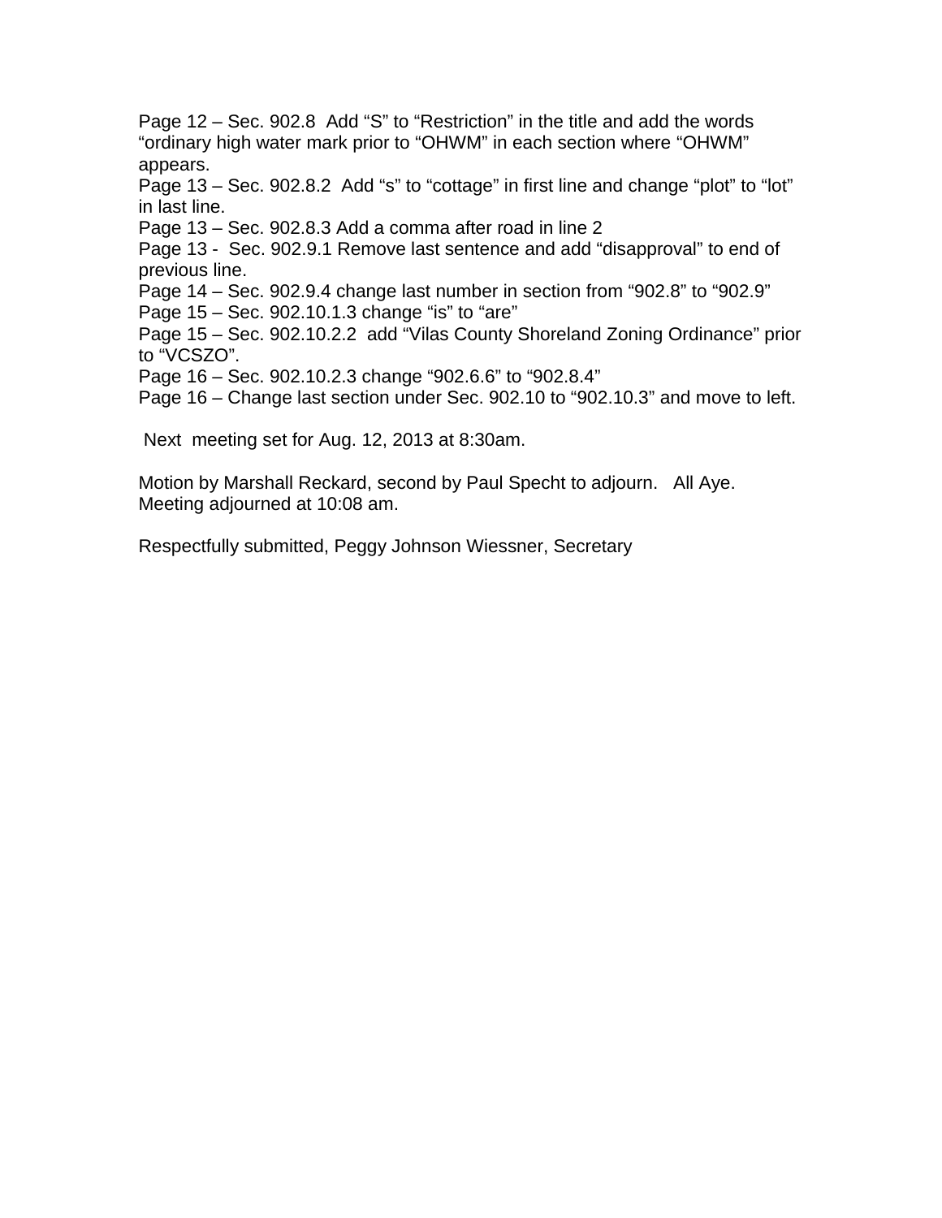Page 12 – Sec. 902.8  Add “S” to “Restriction” in the title and add the words “ordinary high water mark prior to “OHWM” in each section where “OHWM” appears.
Page 13 – Sec. 902.8.2  Add “s” to “cottage” in first line and change “plot” to “lot” in last line.
Page 13 – Sec. 902.8.3 Add a comma after road in line 2
Page 13 -  Sec. 902.9.1 Remove last sentence and add “disapproval” to end of previous line.
Page 14 – Sec. 902.9.4 change last number in section from “902.8” to “902.9”
Page 15 – Sec. 902.10.1.3 change “is” to “are”
Page 15 – Sec. 902.10.2.2  add “Vilas County Shoreland Zoning Ordinance” prior to “VCSZO”.
Page 16 – Sec. 902.10.2.3 change “902.6.6” to “902.8.4”
Page 16 – Change last section under Sec. 902.10 to “902.10.3” and move to left.

Next  meeting set for Aug. 12, 2013 at 8:30am.

Motion by Marshall Reckard, second by Paul Specht to adjourn.   All Aye.
Meeting adjourned at 10:08 am.

Respectfully submitted, Peggy Johnson Wiessner, Secretary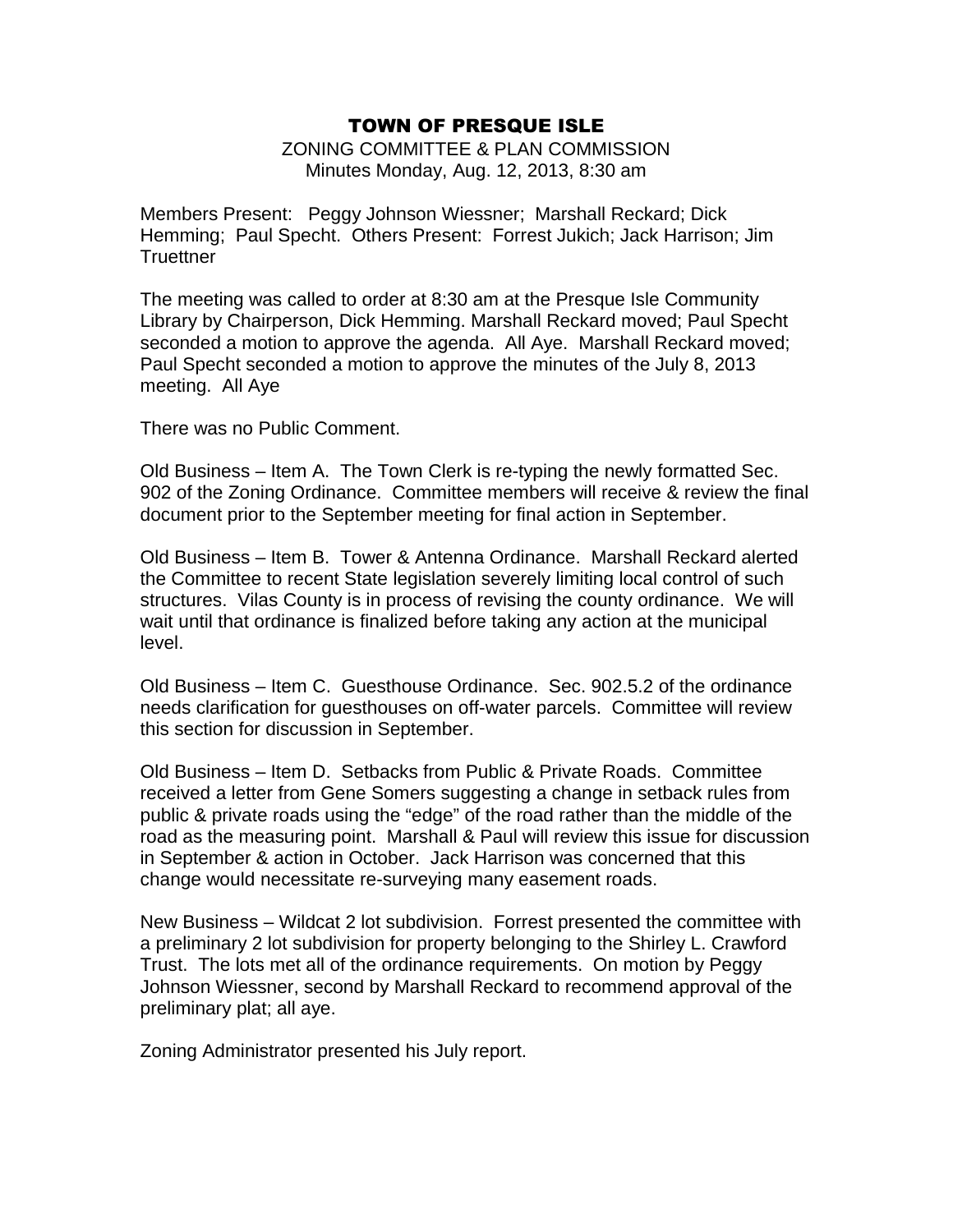# TOWN OF PRESQUE ISLE

ZONING COMMITTEE & PLAN COMMISSION
Minutes Monday, Aug. 12, 2013, 8:30 am

Members Present: Peggy Johnson Wiessner; Marshall Reckard; Dick Hemming; Paul Specht. Others Present: Forrest Jukich; Jack Harrison; Jim Truettner

The meeting was called to order at 8:30 am at the Presque Isle Community Library by Chairperson, Dick Hemming. Marshall Reckard moved; Paul Specht seconded a motion to approve the agenda. All Aye. Marshall Reckard moved; Paul Specht seconded a motion to approve the minutes of the July 8, 2013 meeting. All Aye

There was no Public Comment.

Old Business – Item A. The Town Clerk is re-typing the newly formatted Sec. 902 of the Zoning Ordinance. Committee members will receive & review the final document prior to the September meeting for final action in September.

Old Business – Item B. Tower & Antenna Ordinance. Marshall Reckard alerted the Committee to recent State legislation severely limiting local control of such structures. Vilas County is in process of revising the county ordinance. We will wait until that ordinance is finalized before taking any action at the municipal level.

Old Business – Item C. Guesthouse Ordinance. Sec. 902.5.2 of the ordinance needs clarification for guesthouses on off-water parcels. Committee will review this section for discussion in September.

Old Business – Item D. Setbacks from Public & Private Roads. Committee received a letter from Gene Somers suggesting a change in setback rules from public & private roads using the "edge" of the road rather than the middle of the road as the measuring point. Marshall & Paul will review this issue for discussion in September & action in October. Jack Harrison was concerned that this change would necessitate re-surveying many easement roads.

New Business – Wildcat 2 lot subdivision. Forrest presented the committee with a preliminary 2 lot subdivision for property belonging to the Shirley L. Crawford Trust. The lots met all of the ordinance requirements. On motion by Peggy Johnson Wiessner, second by Marshall Reckard to recommend approval of the preliminary plat; all aye.

Zoning Administrator presented his July report.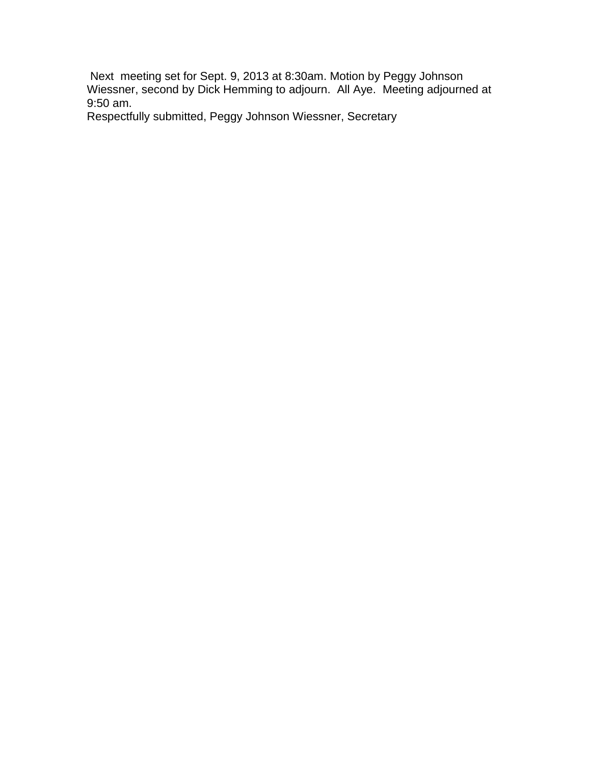Next meeting set for Sept. 9, 2013 at 8:30am. Motion by Peggy Johnson Wiessner, second by Dick Hemming to adjourn. All Aye. Meeting adjourned at 9:50 am.

Respectfully submitted, Peggy Johnson Wiessner, Secretary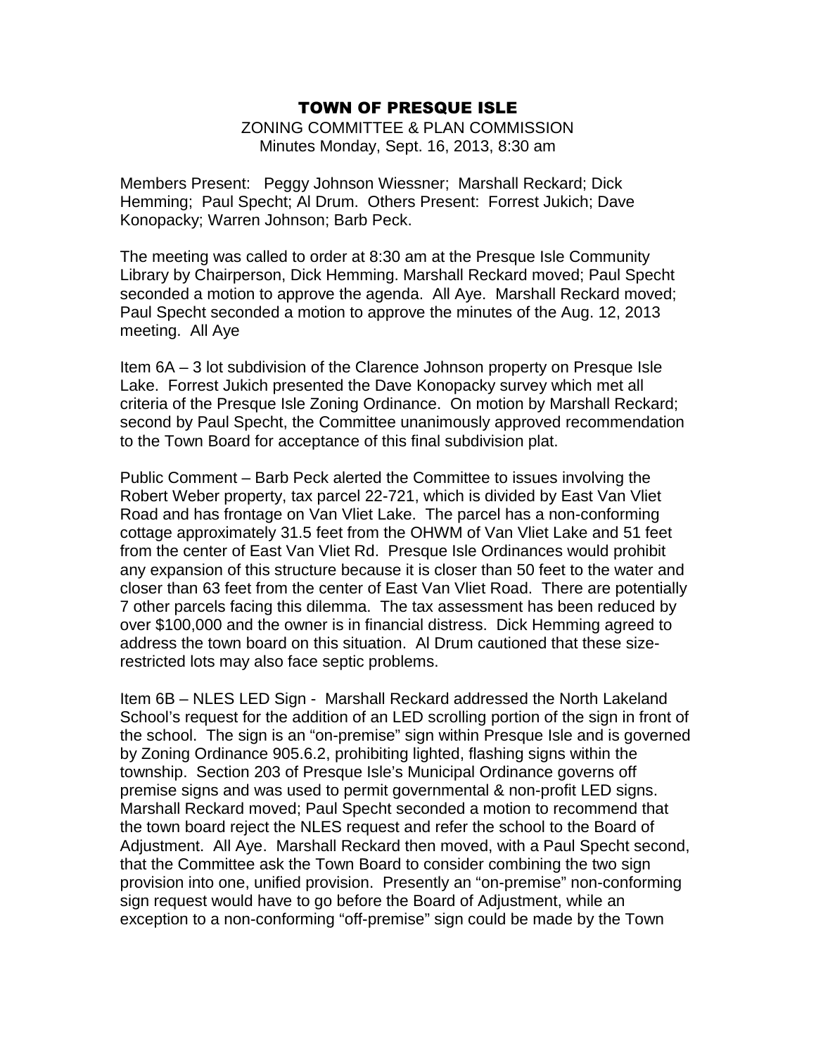# TOWN OF PRESQUE ISLE

ZONING COMMITTEE & PLAN COMMISSION
Minutes Monday, Sept. 16, 2013, 8:30 am

Members Present: Peggy Johnson Wiessner; Marshall Reckard; Dick Hemming; Paul Specht; Al Drum. Others Present: Forrest Jukich; Dave Konopacky; Warren Johnson; Barb Peck.

The meeting was called to order at 8:30 am at the Presque Isle Community Library by Chairperson, Dick Hemming. Marshall Reckard moved; Paul Specht seconded a motion to approve the agenda. All Aye. Marshall Reckard moved; Paul Specht seconded a motion to approve the minutes of the Aug. 12, 2013 meeting. All Aye

Item 6A – 3 lot subdivision of the Clarence Johnson property on Presque Isle Lake. Forrest Jukich presented the Dave Konopacky survey which met all criteria of the Presque Isle Zoning Ordinance. On motion by Marshall Reckard; second by Paul Specht, the Committee unanimously approved recommendation to the Town Board for acceptance of this final subdivision plat.

Public Comment – Barb Peck alerted the Committee to issues involving the Robert Weber property, tax parcel 22-721, which is divided by East Van Vliet Road and has frontage on Van Vliet Lake. The parcel has a non-conforming cottage approximately 31.5 feet from the OHWM of Van Vliet Lake and 51 feet from the center of East Van Vliet Rd. Presque Isle Ordinances would prohibit any expansion of this structure because it is closer than 50 feet to the water and closer than 63 feet from the center of East Van Vliet Road. There are potentially 7 other parcels facing this dilemma. The tax assessment has been reduced by over $100,000 and the owner is in financial distress. Dick Hemming agreed to address the town board on this situation. Al Drum cautioned that these size-restricted lots may also face septic problems.

Item 6B – NLES LED Sign - Marshall Reckard addressed the North Lakeland School's request for the addition of an LED scrolling portion of the sign in front of the school. The sign is an "on-premise" sign within Presque Isle and is governed by Zoning Ordinance 905.6.2, prohibiting lighted, flashing signs within the township. Section 203 of Presque Isle's Municipal Ordinance governs off premise signs and was used to permit governmental & non-profit LED signs. Marshall Reckard moved; Paul Specht seconded a motion to recommend that the town board reject the NLES request and refer the school to the Board of Adjustment. All Aye. Marshall Reckard then moved, with a Paul Specht second, that the Committee ask the Town Board to consider combining the two sign provision into one, unified provision. Presently an "on-premise" non-conforming sign request would have to go before the Board of Adjustment, while an exception to a non-conforming "off-premise" sign could be made by the Town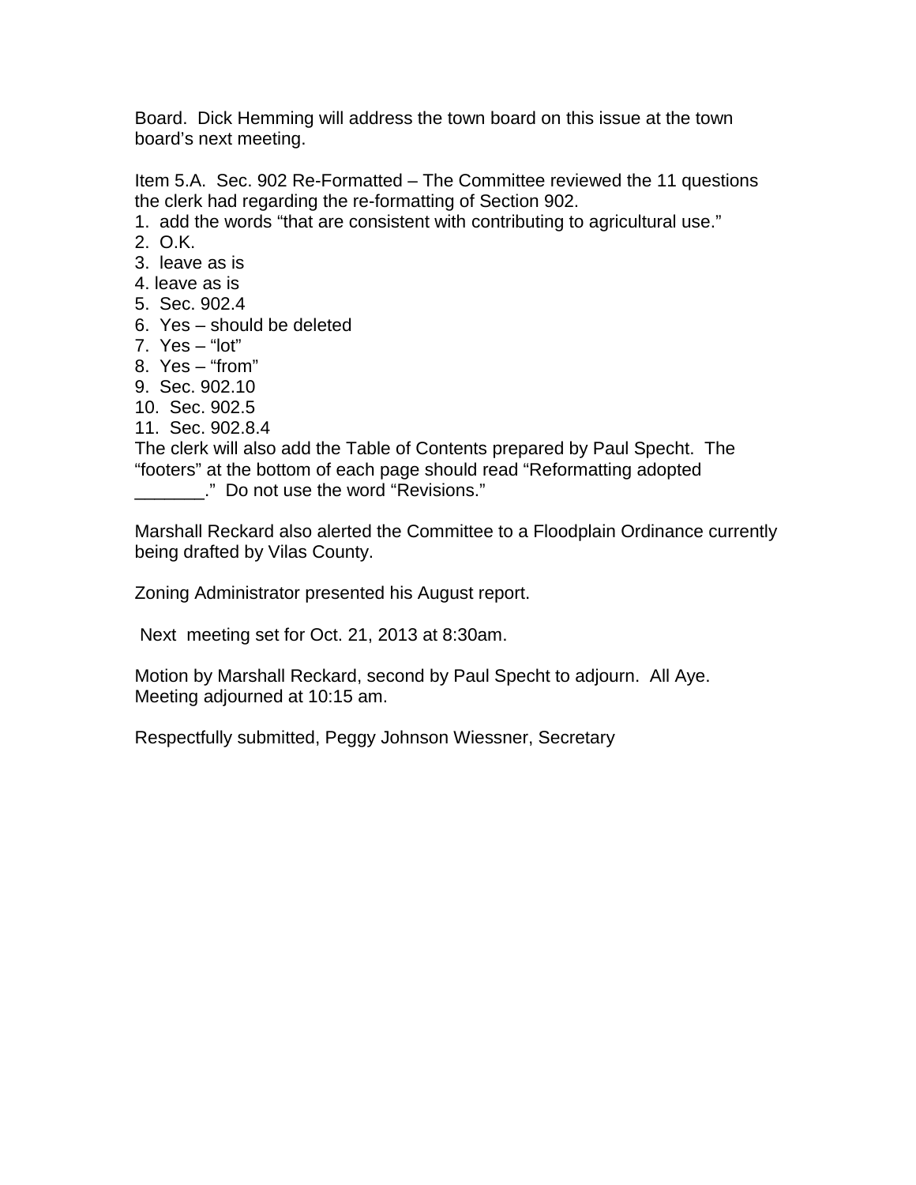Board. Dick Hemming will address the town board on this issue at the town board's next meeting.

Item 5.A. Sec. 902 Re-Formatted – The Committee reviewed the 11 questions the clerk had regarding the re-formatting of Section 902.

1. add the words "that are consistent with contributing to agricultural use."
2. O.K.
3. leave as is
4. leave as is
5. Sec. 902.4
6. Yes – should be deleted
7. Yes – "lot"
8. Yes – "from"
9. Sec. 902.10
10. Sec. 902.5
11. Sec. 902.8.4

The clerk will also add the Table of Contents prepared by Paul Specht. The "footers" at the bottom of each page should read "Reformatting adopted _______." Do not use the word "Revisions."

Marshall Reckard also alerted the Committee to a Floodplain Ordinance currently being drafted by Vilas County.

Zoning Administrator presented his August report.

Next meeting set for Oct. 21, 2013 at 8:30am.

Motion by Marshall Reckard, second by Paul Specht to adjourn. All Aye. Meeting adjourned at 10:15 am.

Respectfully submitted, Peggy Johnson Wiessner, Secretary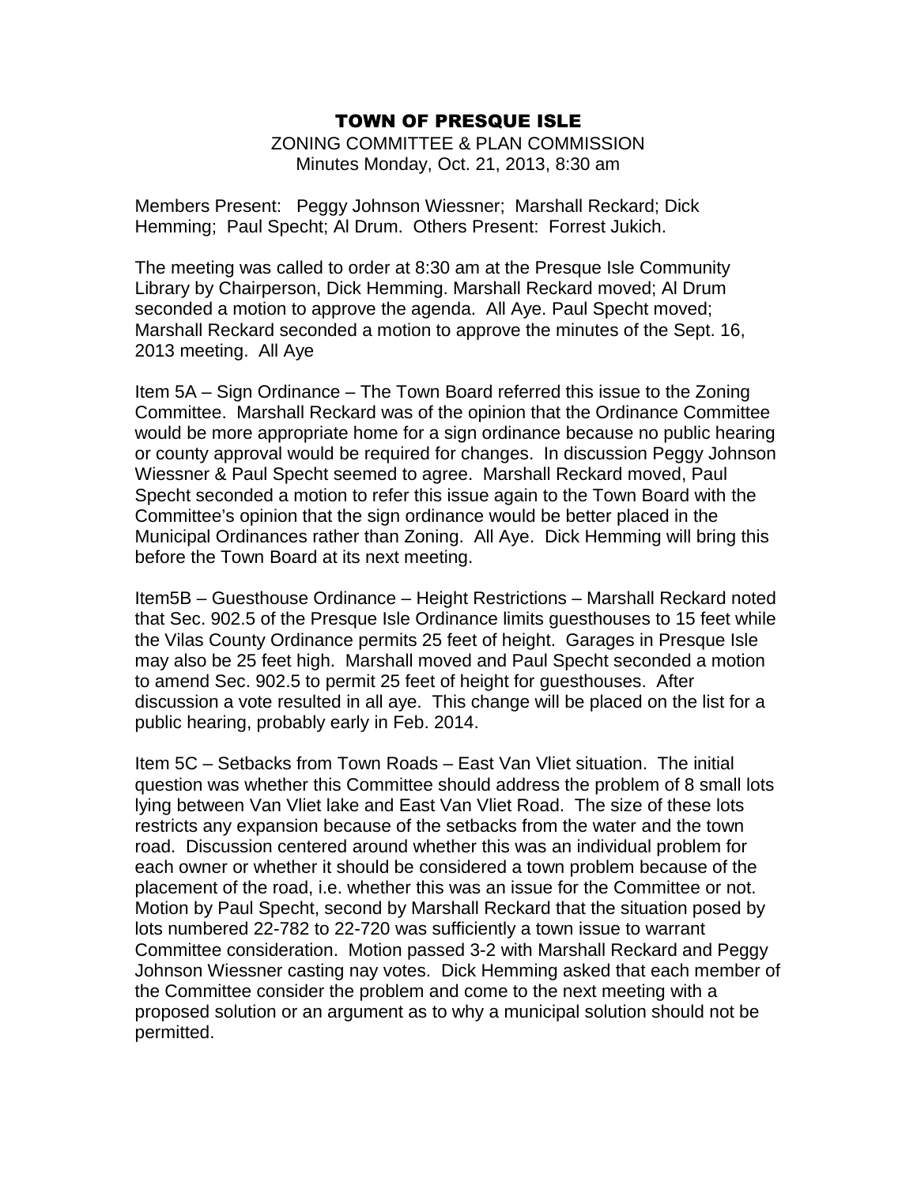# TOWN OF PRESQUE ISLE

ZONING COMMITTEE & PLAN COMMISSION
Minutes Monday, Oct. 21, 2013, 8:30 am

Members Present: Peggy Johnson Wiessner; Marshall Reckard; Dick Hemming; Paul Specht; Al Drum. Others Present: Forrest Jukich.

The meeting was called to order at 8:30 am at the Presque Isle Community Library by Chairperson, Dick Hemming. Marshall Reckard moved; Al Drum seconded a motion to approve the agenda. All Aye. Paul Specht moved; Marshall Reckard seconded a motion to approve the minutes of the Sept. 16, 2013 meeting. All Aye

Item 5A – Sign Ordinance – The Town Board referred this issue to the Zoning Committee. Marshall Reckard was of the opinion that the Ordinance Committee would be more appropriate home for a sign ordinance because no public hearing or county approval would be required for changes. In discussion Peggy Johnson Wiessner & Paul Specht seemed to agree. Marshall Reckard moved, Paul Specht seconded a motion to refer this issue again to the Town Board with the Committee's opinion that the sign ordinance would be better placed in the Municipal Ordinances rather than Zoning. All Aye. Dick Hemming will bring this before the Town Board at its next meeting.

Item5B – Guesthouse Ordinance – Height Restrictions – Marshall Reckard noted that Sec. 902.5 of the Presque Isle Ordinance limits guesthouses to 15 feet while the Vilas County Ordinance permits 25 feet of height. Garages in Presque Isle may also be 25 feet high. Marshall moved and Paul Specht seconded a motion to amend Sec. 902.5 to permit 25 feet of height for guesthouses. After discussion a vote resulted in all aye. This change will be placed on the list for a public hearing, probably early in Feb. 2014.

Item 5C – Setbacks from Town Roads – East Van Vliet situation. The initial question was whether this Committee should address the problem of 8 small lots lying between Van Vliet lake and East Van Vliet Road. The size of these lots restricts any expansion because of the setbacks from the water and the town road. Discussion centered around whether this was an individual problem for each owner or whether it should be considered a town problem because of the placement of the road, i.e. whether this was an issue for the Committee or not. Motion by Paul Specht, second by Marshall Reckard that the situation posed by lots numbered 22-782 to 22-720 was sufficiently a town issue to warrant Committee consideration. Motion passed 3-2 with Marshall Reckard and Peggy Johnson Wiessner casting nay votes. Dick Hemming asked that each member of the Committee consider the problem and come to the next meeting with a proposed solution or an argument as to why a municipal solution should not be permitted.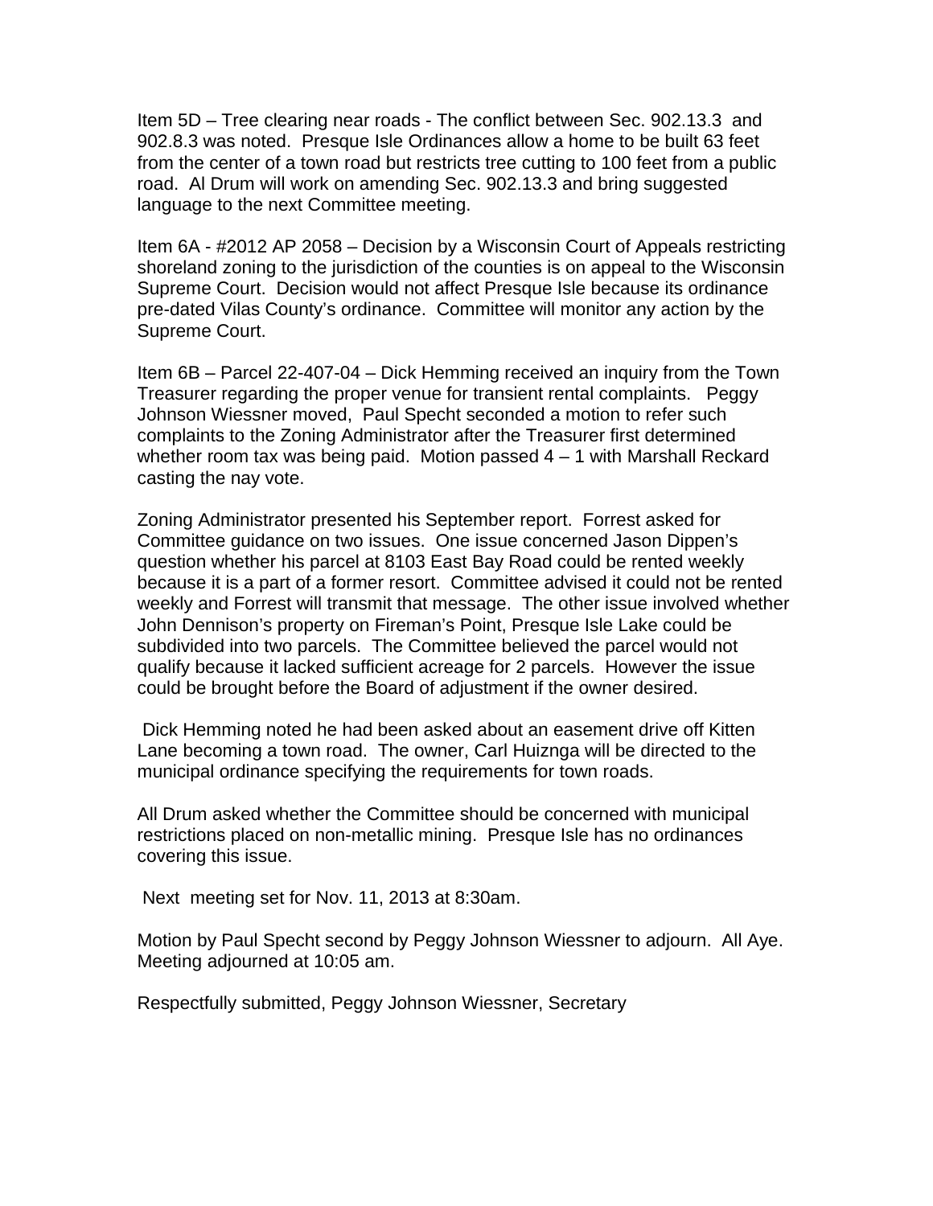Item 5D – Tree clearing near roads - The conflict between Sec. 902.13.3 and 902.8.3 was noted. Presque Isle Ordinances allow a home to be built 63 feet from the center of a town road but restricts tree cutting to 100 feet from a public road. Al Drum will work on amending Sec. 902.13.3 and bring suggested language to the next Committee meeting.

Item 6A - #2012 AP 2058 – Decision by a Wisconsin Court of Appeals restricting shoreland zoning to the jurisdiction of the counties is on appeal to the Wisconsin Supreme Court. Decision would not affect Presque Isle because its ordinance pre-dated Vilas County's ordinance. Committee will monitor any action by the Supreme Court.

Item 6B – Parcel 22-407-04 – Dick Hemming received an inquiry from the Town Treasurer regarding the proper venue for transient rental complaints. Peggy Johnson Wiessner moved, Paul Specht seconded a motion to refer such complaints to the Zoning Administrator after the Treasurer first determined whether room tax was being paid. Motion passed 4 – 1 with Marshall Reckard casting the nay vote.

Zoning Administrator presented his September report. Forrest asked for Committee guidance on two issues. One issue concerned Jason Dippen's question whether his parcel at 8103 East Bay Road could be rented weekly because it is a part of a former resort. Committee advised it could not be rented weekly and Forrest will transmit that message. The other issue involved whether John Dennison's property on Fireman's Point, Presque Isle Lake could be subdivided into two parcels. The Committee believed the parcel would not qualify because it lacked sufficient acreage for 2 parcels. However the issue could be brought before the Board of adjustment if the owner desired.

Dick Hemming noted he had been asked about an easement drive off Kitten Lane becoming a town road. The owner, Carl Huiznga will be directed to the municipal ordinance specifying the requirements for town roads.

All Drum asked whether the Committee should be concerned with municipal restrictions placed on non-metallic mining. Presque Isle has no ordinances covering this issue.

Next meeting set for Nov. 11, 2013 at 8:30am.

Motion by Paul Specht second by Peggy Johnson Wiessner to adjourn. All Aye. Meeting adjourned at 10:05 am.

Respectfully submitted, Peggy Johnson Wiessner, Secretary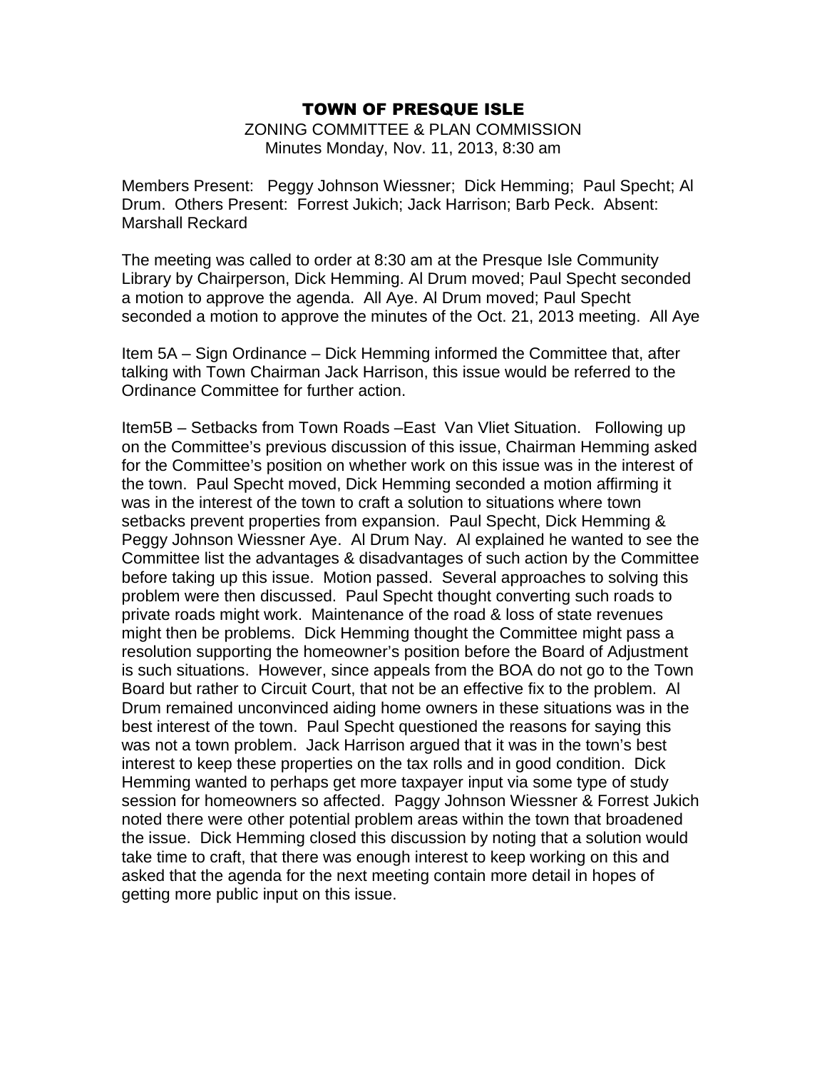# TOWN OF PRESQUE ISLE

ZONING COMMITTEE & PLAN COMMISSION
Minutes Monday, Nov. 11, 2013, 8:30 am

Members Present: Peggy Johnson Wiessner; Dick Hemming; Paul Specht; Al Drum. Others Present: Forrest Jukich; Jack Harrison; Barb Peck. Absent: Marshall Reckard

The meeting was called to order at 8:30 am at the Presque Isle Community Library by Chairperson, Dick Hemming. Al Drum moved; Paul Specht seconded a motion to approve the agenda. All Aye. Al Drum moved; Paul Specht seconded a motion to approve the minutes of the Oct. 21, 2013 meeting. All Aye

Item 5A – Sign Ordinance – Dick Hemming informed the Committee that, after talking with Town Chairman Jack Harrison, this issue would be referred to the Ordinance Committee for further action.

Item5B – Setbacks from Town Roads –East Van Vliet Situation. Following up on the Committee's previous discussion of this issue, Chairman Hemming asked for the Committee's position on whether work on this issue was in the interest of the town. Paul Specht moved, Dick Hemming seconded a motion affirming it was in the interest of the town to craft a solution to situations where town setbacks prevent properties from expansion. Paul Specht, Dick Hemming & Peggy Johnson Wiessner Aye. Al Drum Nay. Al explained he wanted to see the Committee list the advantages & disadvantages of such action by the Committee before taking up this issue. Motion passed. Several approaches to solving this problem were then discussed. Paul Specht thought converting such roads to private roads might work. Maintenance of the road & loss of state revenues might then be problems. Dick Hemming thought the Committee might pass a resolution supporting the homeowner's position before the Board of Adjustment is such situations. However, since appeals from the BOA do not go to the Town Board but rather to Circuit Court, that not be an effective fix to the problem. Al Drum remained unconvinced aiding home owners in these situations was in the best interest of the town. Paul Specht questioned the reasons for saying this was not a town problem. Jack Harrison argued that it was in the town's best interest to keep these properties on the tax rolls and in good condition. Dick Hemming wanted to perhaps get more taxpayer input via some type of study session for homeowners so affected. Paggy Johnson Wiessner & Forrest Jukich noted there were other potential problem areas within the town that broadened the issue. Dick Hemming closed this discussion by noting that a solution would take time to craft, that there was enough interest to keep working on this and asked that the agenda for the next meeting contain more detail in hopes of getting more public input on this issue.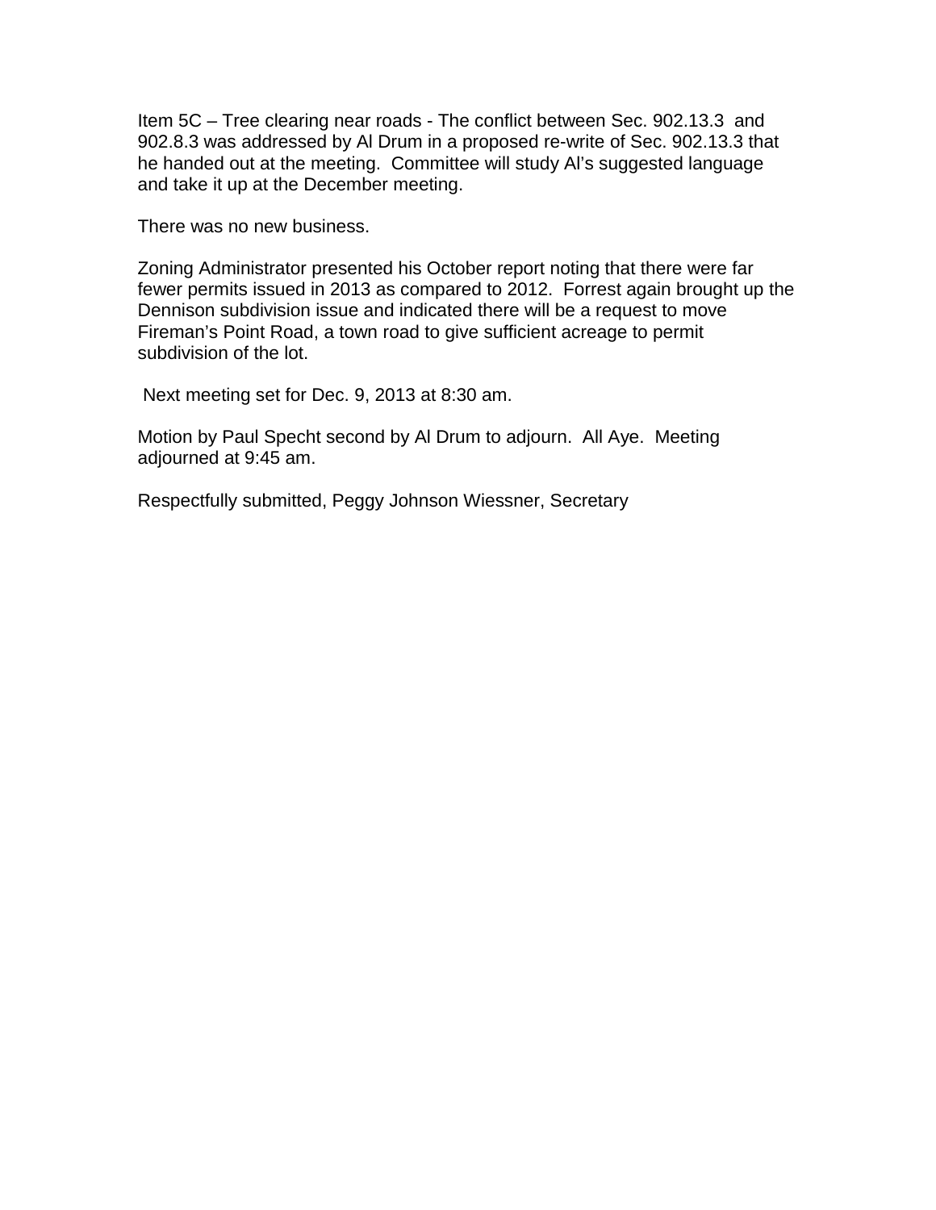Item 5C – Tree clearing near roads - The conflict between Sec. 902.13.3 and 902.8.3 was addressed by Al Drum in a proposed re-write of Sec. 902.13.3 that he handed out at the meeting. Committee will study Al's suggested language and take it up at the December meeting.

There was no new business.

Zoning Administrator presented his October report noting that there were far fewer permits issued in 2013 as compared to 2012. Forrest again brought up the Dennison subdivision issue and indicated there will be a request to move Fireman's Point Road, a town road to give sufficient acreage to permit subdivision of the lot.

Next meeting set for Dec. 9, 2013 at 8:30 am.

Motion by Paul Specht second by Al Drum to adjourn. All Aye. Meeting adjourned at 9:45 am.

Respectfully submitted, Peggy Johnson Wiessner, Secretary